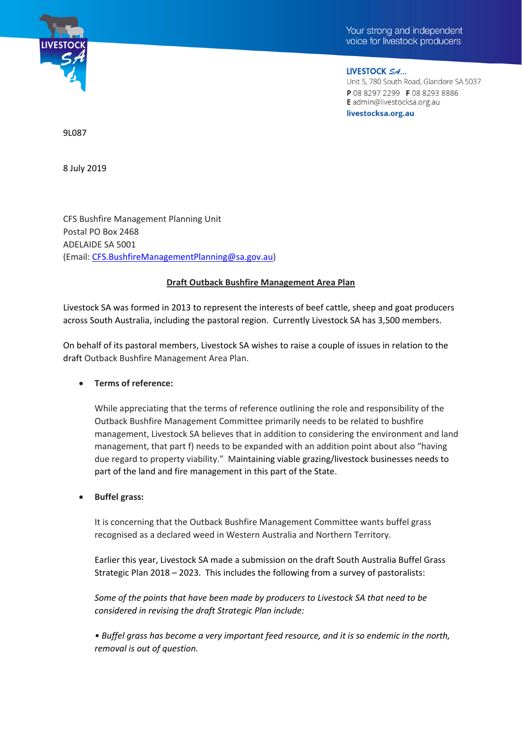Your strong and independent voice for livestock producers

**LIVESTOCK SA**
Unit 5, 780 South Road, Glandore SA 5037
**P** 08 8297 2299 **F** 08 8293 8886
**E** admin@livestocksa.org.au
**livestocksa.org.au**

9L087

8 July 2019

CFS Bushfire Management Planning Unit
Postal PO Box 2468
ADELAIDE SA 5001
(Email: CFS.BushfireManagementPlanning@sa.gov.au)

**Draft Outback Bushfire Management Area Plan**

Livestock SA was formed in 2013 to represent the interests of beef cattle, sheep and goat producers across South Australia, including the pastoral region. Currently Livestock SA has 3,500 members.

On behalf of its pastoral members, Livestock SA wishes to raise a couple of issues in relation to the draft Outback Bushfire Management Area Plan.

- **Terms of reference:**

  While appreciating that the terms of reference outlining the role and responsibility of the Outback Bushfire Management Committee primarily needs to be related to bushfire management, Livestock SA believes that in addition to considering the environment and land management, that part f) needs to be expanded with an addition point about also "having due regard to property viability." Maintaining viable grazing/livestock businesses needs to part of the land and fire management in this part of the State.

- **Buffel grass:**

  It is concerning that the Outback Bushfire Management Committee wants buffel grass recognised as a declared weed in Western Australia and Northern Territory.

  Earlier this year, Livestock SA made a submission on the draft South Australia Buffel Grass Strategic Plan 2018 – 2023. This includes the following from a survey of pastoralists:

  *Some of the points that have been made by producers to Livestock SA that need to be considered in revising the draft Strategic Plan include:*

  *• Buffel grass has become a very important feed resource, and it is so endemic in the north, removal is out of question.*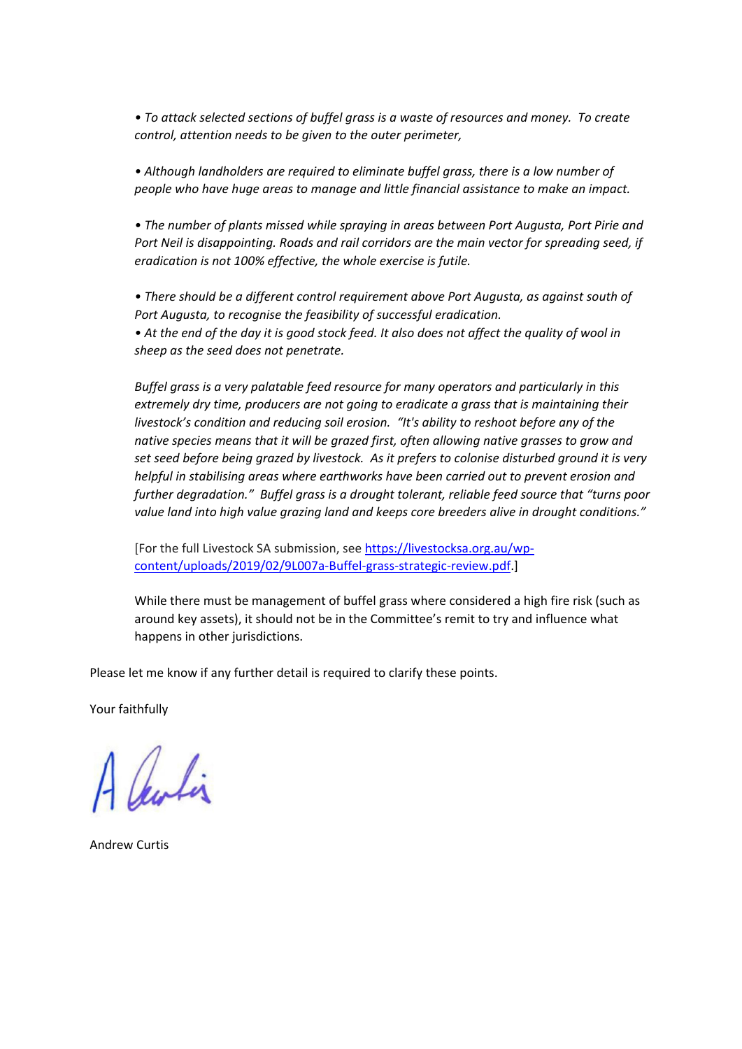*• To attack selected sections of buffel grass is a waste of resources and money. To create control, attention needs to be given to the outer perimeter,*

*• Although landholders are required to eliminate buffel grass, there is a low number of people who have huge areas to manage and little financial assistance to make an impact.*

*• The number of plants missed while spraying in areas between Port Augusta, Port Pirie and Port Neil is disappointing. Roads and rail corridors are the main vector for spreading seed, if eradication is not 100% effective, the whole exercise is futile.*

*• There should be a different control requirement above Port Augusta, as against south of Port Augusta, to recognise the feasibility of successful eradication.*
*• At the end of the day it is good stock feed. It also does not affect the quality of wool in sheep as the seed does not penetrate.*

*Buffel grass is a very palatable feed resource for many operators and particularly in this extremely dry time, producers are not going to eradicate a grass that is maintaining their livestock's condition and reducing soil erosion. "It's ability to reshoot before any of the native species means that it will be grazed first, often allowing native grasses to grow and set seed before being grazed by livestock. As it prefers to colonise disturbed ground it is very helpful in stabilising areas where earthworks have been carried out to prevent erosion and further degradation." Buffel grass is a drought tolerant, reliable feed source that "turns poor value land into high value grazing land and keeps core breeders alive in drought conditions."*

[For the full Livestock SA submission, see https://livestocksa.org.au/wp-content/uploads/2019/02/9L007a-Buffel-grass-strategic-review.pdf.]

While there must be management of buffel grass where considered a high fire risk (such as around key assets), it should not be in the Committee's remit to try and influence what happens in other jurisdictions.

Please let me know if any further detail is required to clarify these points.

Your faithfully

Andrew Curtis